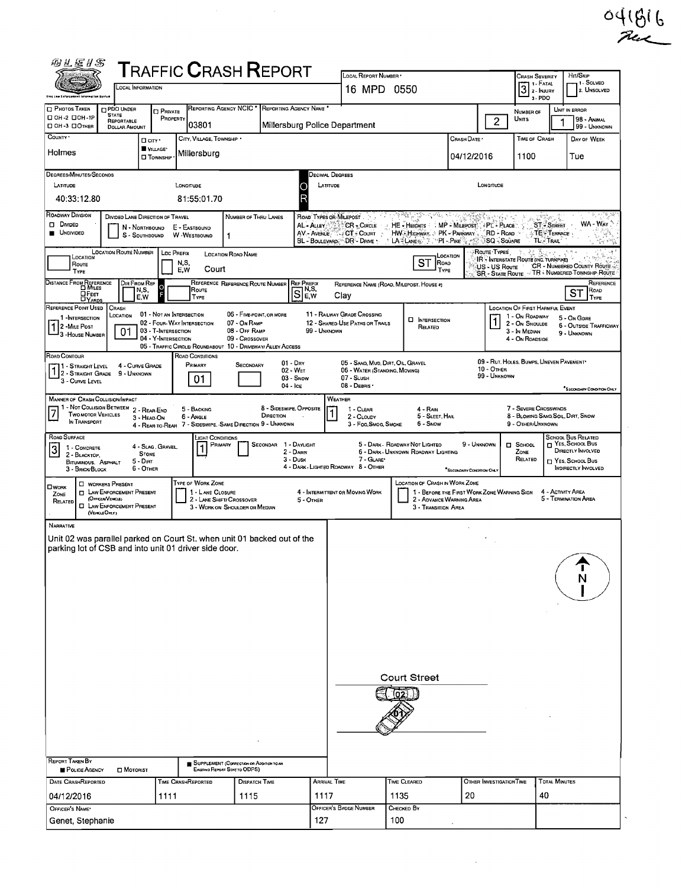041816

# TRAFFIC CRASH REPORT

OLEIS — Ohio Law Enforcement Information System

LOCAL INFORMATION

| LOCAL REPORT NUMBER | CRASH SEVERITY | HIT/SKIP |
|---|---|---|
| 16 MPD 0550 | 3 (1 - Fatal, 2 - Injury, 3 - PDO) | 1 - Solved, 2. Unsolved |

| PHOTOS TAKEN | PDO UNDER STATE REPORTABLE DOLLAR AMOUNT | PRIVATE PROPERTY | REPORTING AGENCY NCIC | REPORTING AGENCY NAME | NUMBER OF UNITS | UNIT IN ERROR |
|---|---|---|---|---|---|---|
| OH-2 / OH-1P / OH-3 / OTHER | | | 03801 | Millersburg Police Department | 2 | 1 (98 - Animal, 99 - Unknown) |

| COUNTY | CITY / VILLAGE / TOWNSHIP | CITY, VILLAGE, TOWNSHIP | CRASH DATE | TIME OF CRASH | DAY OF WEEK |
|---|---|---|---|---|---|
| Holmes | Village | Millersburg | 04/12/2016 | 1100 | Tue |

DEGREES/MINUTES/SECONDS

| LATITUDE | LONGITUDE | DECIMAL DEGREES LATITUDE | LONGITUDE |
|---|---|---|---|
| 40:33:12.80 | 81:55:01.70 | | |

ROADWAY DIVISION: Undivided
DIVIDED LANE DIRECTION OF TRAVEL: N - Northbound, S - Southbound, E - Eastbound, W - Westbound
NUMBER OF THRU LANES: 1

ROAD TYPES OR MILEPOST: AL - Alley, AV - Avenue, BL - Boulevard, CR - Circle, CT - Court, DR - Drive, HE - Heights, HW - Highway, LA - Lane, MP - Milepost, PK - Parkway, PI - Pike, PL - Place, RD - Road, SQ - Square, ST - Street, TE - Terrace, TL - Trail, WA - Way

| LOCATION ROUTE TYPE | LOCATION ROUTE NUMBER | LOC PREFIX N,S,E,W | LOCATION ROAD NAME | LOCATION ROAD TYPE |
|---|---|---|---|---|
| | | | Court | ST |

ROUTE TYPES: IR - Interstate Route (inc. turnpike), US - US Route, SR - State Route, CR - Numbered County Route, TR - Numbered Township Route

| DISTANCE FROM REFERENCE (Miles/Feet/Yards) | DIR FROM REF N,S,E,W | REFERENCE ROUTE TYPE | REFERENCE ROUTE NUMBER | REF PREFIX N,S,E,W | REFERENCE NAME (ROAD, MILEPOST, HOUSE #) | REFERENCE ROAD TYPE |
|---|---|---|---|---|---|---|
| | | | | S | Clay | ST |

REFERENCE POINT USED: 1 (1 - Intersection, 2 - Mile Post, 3 - House Number)

CRASH LOCATION: 01 (01 - Not an Intersection, 02 - Four-Way Intersection, 03 - T-Intersection, 04 - Y-Intersection, 05 - Traffic Circle/Roundabout, 06 - Five-Point, or More, 07 - On Ramp, 08 - Off Ramp, 09 - Crossover, 10 - Driveway/Alley Access, 11 - Railway Grade Crossing, 12 - Shared-Use Paths or Trails, 99 - Unknown)

Intersection Related: ☐

LOCATION OF FIRST HARMFUL EVENT: 1 (1 - On Roadway, 2 - On Shoulde, 3 - In Median, 4 - On Roadside, 5 - On Gore, 6 - Outside Trafficway, 9 - Unknown)

ROAD CONTOUR: 1 (1 - Straight Level, 2 - Straight Grade, 3 - Curve Level, 4 - Curve Grade, 9 - Unknown)

ROAD CONDITIONS: Primary 01 (01 - Dry, 02 - Wet, 03 - Snow, 04 - Ice, 05 - Sand, Mud, Dirt, Oil, Gravel, 06 - Water (Standing, Moving), 07 - Slush, 08 - Debris, 09 - Rut, Holes, Bumps, Uneven Pavement, 10 - Other, 99 - Unknown)

MANNER OF CRASH COLLISION/IMPACT: 7 (1 - Not Collision Between Two Motor Vehicles In Transport, 2 - Rear-End, 3 - Head-On, 4 - Rear-to-Rear, 5 - Backing, 6 - Angle, 7 - Sideswipe, Same Direction, 8 - Sideswipe, Opposite Direction, 9 - Unknown)

WEATHER: 1 (1 - Clear, 2 - Cloudy, 3 - Fog, Smog, Smoke, 4 - Rain, 5 - Sleet, Hail, 6 - Snow, 7 - Severe Crosswinds, 8 - Blowing Sand, Soil, Dirt, Snow, 9 - Other/Unknown)

ROAD SURFACE: 3 (1 - Concrete, 2 - Blacktop, Bituminous, Asphalt, 3 - Brick/Block, 4 - Slag, Gravel, Stone, 5 - Dirt, 6 - Other)

LIGHT CONDITIONS: Primary 1 (1 - Daylight, 2 - Dawn, 3 - Dusk, 4 - Dark - Lighted Roadway, 5 - Dark - Roadway Not Lighted, 6 - Dark - Unknown Roadway Lighting, 7 - Glare, 8 - Other, 9 - Unknown)

School Zone Related: ☐ — School Bus Related: Yes, School Bus Directly Involved / Yes, School Bus Indirectly Involved

WORK ZONE RELATED: ☐ Workers Present, ☐ Law Enforcement Present (Officer/Vehicle), ☐ Law Enforcement Present (Vehicle Only)
TYPE OF WORK ZONE: 1 - Lane Closure, 2 - Lane Shift/Crossover, 3 - Work on Shoulder or Median, 4 - Intermittent or Moving Work, 5 - Other
LOCATION OF CRASH IN WORK ZONE: 1 - Before the First Work Zone Warning Sign, 2 - Advance Warning Area, 3 - Transition Area, 4 - Activity Area, 5 - Termination Area

## NARRATIVE

Unit 02 was parallel parked on Court St. when unit 01 backed out of the parking lot of CSB and into unit 01 driver side door.

Court Street

REPORT TAKEN BY: ■ Police Agency ☐ Motorist
■ Supplement (Correction or Addition to an Existing Report Sent to ODPS)

| DATE CRASH REPORTED | TIME CRASH REPORTED | DISPATCH TIME | ARRIVAL TIME | TIME CLEARED | OTHER INVESTIGATION TIME | TOTAL MINUTES |
|---|---|---|---|---|---|---|
| 04/12/2016 | 1111 | 1115 | 1117 | 1135 | 20 | 40 |

| OFFICER'S NAME | OFFICER'S BADGE NUMBER | CHECKED BY |
|---|---|---|
| Genet, Stephanie | 127 | 100 |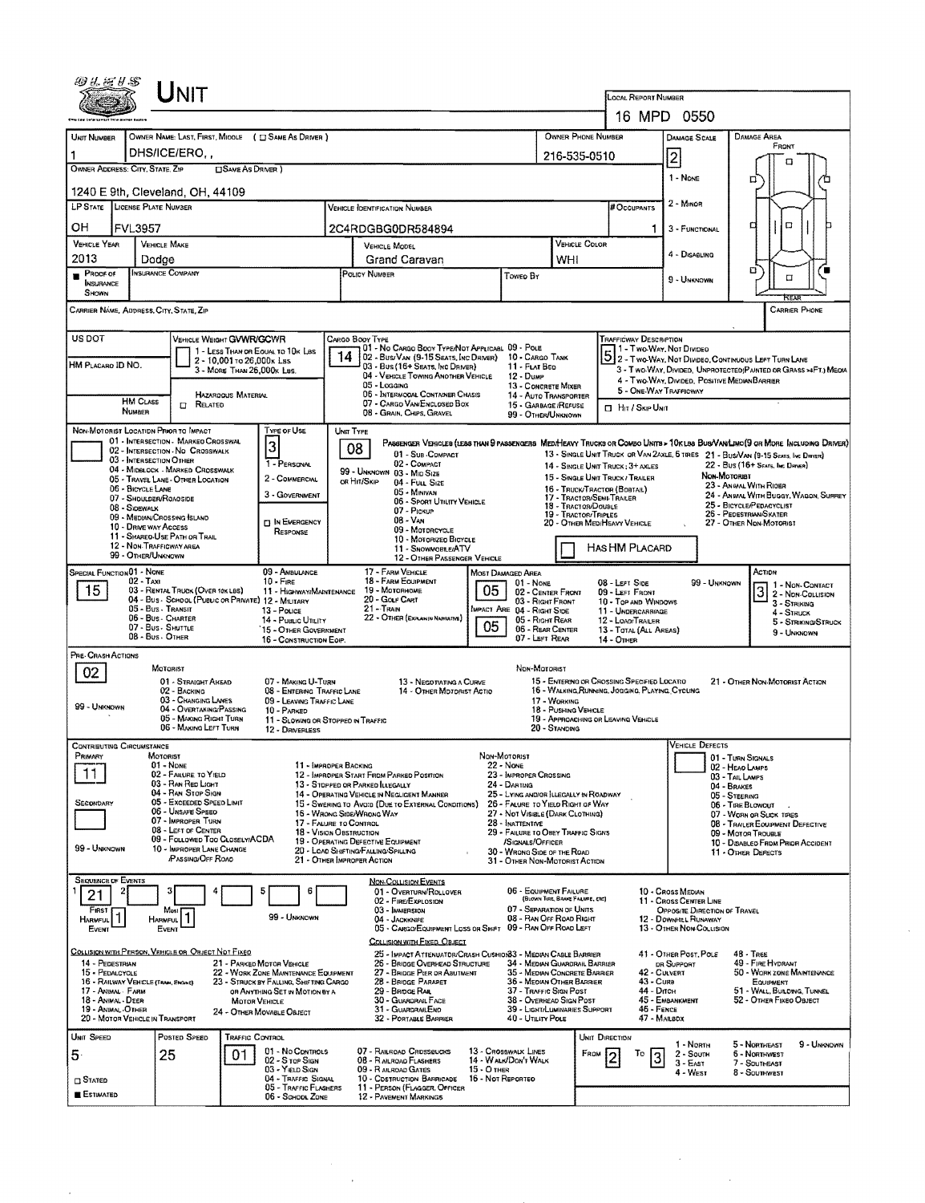# UNIT

LOCAL REPORT NUMBER: 16 MPD 0550

| UNIT NUMBER | OWNER NAME: LAST, FIRST, MIDDLE ( ☐ SAME AS DRIVER ) | OWNER PHONE NUMBER | DAMAGE SCALE | DAMAGE AREA |
|---|---|---|---|---|
| 1 | DHS/ICE/ERO, , | 216-535-0510 | 2 | FRONT |

OWNER ADDRESS: CITY, STATE, ZIP ☐ SAME AS DRIVER )
1240 E 9th, Cleveland, OH, 44109

DAMAGE SCALE: 1 - NONE, 2 - MINOR, 3 - FUNCTIONAL, 4 - DISABLING, 9 - UNKNOWN

| LP STATE | LICENSE PLATE NUMBER | VEHICLE IDENTIFICATION NUMBER | # OCCUPANTS |
|---|---|---|---|
| OH | FVL3957 | 2C4RDGBG0DR584894 | 1 |

| VEHICLE YEAR | VEHICLE MAKE | VEHICLE MODEL | VEHICLE COLOR |
|---|---|---|---|
| 2013 | Dodge | Grand Caravan | WHI |

■ PROOF OF INSURANCE SHOWN | INSURANCE COMPANY | POLICY NUMBER | TOWED BY

CARRIER NAME, ADDRESS, CITY, STATE, ZIP | CARRIER PHONE

US DOT | HM PLACARD ID NO. | HM CLASS NUMBER | ☐ RELATED

VEHICLE WEIGHT GVWR/GCWR: 1 - LESS THAN OR EQUAL TO 10K LBS; 2 - 10,001 TO 26,000K LBS; 3 - MORE THAN 26,000K LBS. HAZARDOUS MATERIAL

CARGO BODY TYPE: **14** — 01 - NO CARGO BODY TYPE/NOT APPLICABLE; 02 - BUS/VAN (9-15 SEATS, INC DRIVER); 03 - BUS (16+ SEATS, INC DRIVER); 04 - VEHICLE TOWING ANOTHER VEHICLE; 05 - LOGGING; 06 - INTERMODAL CONTAINER CHASIS; 07 - CARGO VAN/ENCLOSED BOX; 08 - GRAIN, CHIPS, GRAVEL; 09 - POLE; 10 - CARGO TANK; 11 - FLAT BED; 12 - DUMP; 13 - CONCRETE MIXER; 14 - AUTO TRANSPORTER; 15 - GARBAGE/REFUSE; 99 - OTHER/UNKNOWN

TRAFFICWAY DESCRIPTION: **5** — 1 - TWO-WAY, NOT DIVIDED; 2 - TWO-WAY, NOT DIVIDED, CONTINUOUS LEFT TURN LANE; 3 - TWO-WAY, DIVIDED, UNPROTECTED(PAINTED OR GRASS >4FT.) MEDIA; 4 - TWO-WAY, DIVIDED, POSITIVE MEDIAN BARRIER; 5 - ONE-WAY TRAFFICWAY. ☐ HIT / SKIP UNIT

NON-MOTORIST LOCATION PRIOR TO IMPACT: 01 - INTERSECTION - MARKED CROSSWAL; 02 - INTERSECTION - NO CROSSWALK; 03 - INTERSECTION OTHER; 04 - MIDBLOCK - MARKED CROSSWALK; 05 - TRAVEL LANE - OTHER LOCATION; 06 - BICYCLE LANE; 07 - SHOULDER/ROADSIDE; 08 - SIDEWALK; 09 - MEDIAN/CROSSING ISLAND; 10 - DRIVE WAY ACCESS; 11 - SHARED-USE PATH OR TRAIL; 12 - NON-TRAFFICWAY AREA; 99 - OTHER/UNKNOWN

TYPE OF USE: **3** — 1 - PERSONAL; 2 - COMMERCIAL; 3 - GOVERNMENT; ☐ IN EMERGENCY RESPONSE

UNIT TYPE: **08** — PASSENGER VEHICLES (LESS THAN 9 PASSENGERS MED/HEAVY TRUCKS OR COMBO UNITS > 10K LBS BUS/VAN/LIMO(9 OR MORE INCLUDING DRIVER): 01 - SUB-COMPACT; 02 - COMPACT; 99 - UNKNOWN 03 - MID SIZE OR HIT/SKIP; 04 - FULL SIZE; 05 - MINIVAN; 06 - SPORT UTILITY VEHICLE; 07 - PICKUP; 08 - VAN; 09 - MOTORCYCLE; 10 - MOTORIZED BICYCLE; 11 - SNOWMOBILE/ATV; 12 - OTHER PASSENGER VEHICLE; 13 - SINGLE UNIT TRUCK OR VAN 2AXLE, 6 TIRES; 14 - SINGLE UNIT TRUCK; 3+ AXLES; 15 - SINGLE UNIT TRUCK / TRAILER; 16 - TRUCK/TRACTOR (BOBTAIL); 17 - TRACTOR/SEMI-TRAILER; 18 - TRACTOR/DOUBLE; 19 - TRACTOR/TRIPLES; 20 - OTHER MED/HEAVY VEHICLE; 21 - BUS/VAN (9-15 SEATS, INC DRIVER); 22 - BUS (16+ SEATS, INC DRIVER); NON-MOTORIST: 23 - ANIMAL WITH RIDER; 24 - ANIMAL WITH BUGGY, WAGON, SURREY; 25 - BICYCLE/PEDACYCLIST; 26 - PEDESTRIAN/SKATER; 27 - OTHER NON-MOTORIST. ☐ HAS HM PLACARD

SPECIAL FUNCTION: **15** — 01 - NONE; 02 - TAXI; 03 - RENTAL TRUCK (OVER 10K LBS); 04 - BUS - SCHOOL (PUBLIC OR PRIVATE); 05 - BUS - TRANSIT; 06 - BUS - CHARTER; 07 - BUS - SHUTTLE; 08 - BUS - OTHER; 09 - AMBULANCE; 10 - FIRE; 11 - HIGHWAY/MAINTENANCE; 12 - MILITARY; 13 - POLICE; 14 - PUBLIC UTILITY; 15 - OTHER GOVERNMENT; 16 - CONSTRUCTION EQIP.; 17 - FARM VEHICLE; 18 - FARM EQUIPMENT; 19 - MOTORHOME; 20 - GOLF CART; 21 - TRAIN; 22 - OTHER (EXPLAIN IN NARRATIVE)

MOST DAMAGED AREA: **05**; IMPACT ARE: **05** — 01 - NONE; 02 - CENTER FRONT; 03 - RIGHT FRONT; 04 - RIGHT SIDE; 05 - RIGHT REAR; 06 - REAR CENTER; 07 - LEFT REAR; 08 - LEFT SIDE; 09 - LEFT FRONT; 10 - TOP AND WINDOWS; 11 - UNDERCARRIAGE; 12 - LOAD/TRAILER; 13 - TOTAL (ALL AREAS); 14 - OTHER; 99 - UNKNOWN

ACTION: **3** — 1 - NON-CONTACT; 2 - NON-COLLISION; 3 - STRIKING; 4 - STRUCK; 5 - STRIKING/STRUCK; 9 - UNKNOWN

PRE-CRASH ACTIONS: **02** — MOTORIST: 01 - STRAIGHT AHEAD; 02 - BACKING; 03 - CHANGING LANES; 04 - OVERTAKING/PASSING; 05 - MAKING RIGHT TURN; 06 - MAKING LEFT TURN; 07 - MAKING U-TURN; 08 - ENTERING TRAFFIC LANE; 09 - LEAVING TRAFFIC LANE; 10 - PARKED; 11 - SLOWING OR STOPPED IN TRAFFIC; 12 - DRIVERLESS; 13 - NEGOTIATING A CURVE; 14 - OTHER MOTORIST ACTIO; 99 - UNKNOWN. NON-MOTORIST: 15 - ENTERING OR CROSSING SPECIFIED LOCATIO; 16 - WALKING, RUNNING, JOGGING, PLAYING, CYCLING; 17 - WORKING; 18 - PUSHING VEHICLE; 19 - APPROACHING OR LEAVING VEHICLE; 20 - STANDING; 21 - OTHER NON-MOTORIST ACTION

CONTRIBUTING CIRCUMSTANCE: PRIMARY **11**; SECONDARY; 99 - UNKNOWN — MOTORIST: 01 - NONE; 02 - FAILURE TO YIELD; 03 - RAN RED LIGHT; 04 - RAN STOP SIGN; 05 - EXCEEDED SPEED LIMIT; 06 - UNSAFE SPEED; 07 - IMPROPER TURN; 08 - LEFT OF CENTER; 09 - FOLLOWED TOO CLOSELY/ACDA; 10 - IMPROPER LANE CHANGE /PASSING/OFF ROAD; 11 - IMPROPER BACKING; 12 - IMPROPER START FROM PARKED POSITION; 13 - STOPPED OR PARKED ILLEGALLY; 14 - OPERATING VEHICLE IN NEGLIGENT MANNER; 15 - SWERING TO AVOID (DUE TO EXTERNAL CONDITIONS); 16 - WRONG SIDE/WRONG WAY; 17 - FAILURE TO CONTROL; 18 - VISION OBSTRUCTION; 19 - OPERATING DEFECTIVE EQUIPMENT; 20 - LOAD SHIFTING/FALLING/SPILLING; 21 - OTHER IMPROPER ACTION. NON-MOTORIST: 22 - NONE; 23 - IMPROPER CROSSING; 24 - DARTING; 25 - LYING AND/OR ILLEGALLY IN ROADWAY; 26 - FALURE TO YIELD RIGHT OF WAY; 27 - NOT VISIBLE (DARK CLOTHING); 28 - INATTENTIVE; 29 - FAILURE TO OBEY TRAFFIC SIGNS /SIGNALS/OFFICER; 30 - WRONG SIDE OF THE ROAD; 31 - OTHER NON-MOTORIST ACTION

VEHICLE DEFECTS: 01 - TURN SIGNALS; 02 - HEAD LAMPS; 03 - TAIL LAMPS; 04 - BRAKES; 05 - STEERING; 06 - TIRE BLOWOUT; 07 - WORN OR SLICK TIRES; 08 - TRAILER EQUIPMENT DEFECTIVE; 09 - MOTOR TROUBLE; 10 - DISABLED FROM PRIOR ACCIDENT; 11 - OTHER DEFECTS

SEQUENCE OF EVENTS: 1: **21**; 2; 3; 4; 5; 6. FIRST HARMFUL EVENT: **1**; MOST HARMFUL EVENT: **1**; 99 - UNKNOWN

NON-COLLISION EVENTS: 01 - OVERTURN/ROLLOVER; 02 - FIRE/EXPLOSION; 03 - IMMERSION; 04 - JACKKNIFE; 05 - CARGO/EQUIPMENT LOSS OR SHIFT; 06 - EQUIPMENT FAILURE (BLOWN TIRE, BRAKE FAILURE, ETC); 07 - SEPARATION OF UNITS; 08 - RAN OFF ROAD RIGHT; 09 - RAN OFF ROAD LEFT; 10 - CROSS MEDIAN; 11 - CROSS CENTER LINE OPPOSITE DIRECTION OF TRAVEL; 12 - DOWNHILL RUNAWAY; 13 - OTHER NON-COLLISION

COLLISION WITH PERSON, VEHICLE OR OBJECT NOT FIXED: 14 - PEDESTRIAN; 15 - PEDALCYCLE; 16 - RAILWAY VEHICLE (TRAIN, ENGINE); 17 - ANIMAL - FARM; 18 - ANIMAL - DEER; 19 - ANIMAL - OTHER; 20 - MOTOR VEHICLE IN TRANSPORT; 21 - PARKED MOTOR VEHICLE; 22 - WORK ZONE MAINTENANCE EQUIPMENT; 23 - STRUCK BY FALLING, SHIFTING CARGO OR ANYTHING SET IN MOTION BY A MOTOR VEHICLE; 24 - OTHER MOVABLE OBJECT

COLLISION WITH FIXED, OBJECT: 25 - IMPACT ATTENUATOR/CRASH CUSHION; 26 - BRIDGE OVERHEAD STRUCTURE; 27 - BRIDGE PIER OR ABUTMENT; 28 - BRIDGE PARAPET; 29 - BRIDGE RAIL; 30 - GUARDRAIL FACE; 31 - GUARDRAILEND; 32 - PORTABLE BARRIER; 33 - MEDIAN CABLE BARRIER; 34 - MEDIAN GUARDRAIL BARRIER; 35 - MEDIAN CONCRETE BARRIER; 36 - MEDIAN OTHER BARRIER; 37 - TRAFFIC SIGN POST; 38 - OVERHEAD SIGN POST; 39 - LIGHT/LUMINARIES SUPPORT; 40 - UTILITY POLE; 41 - OTHER POST, POLE OR SUPPORT; 42 - CULVERT; 43 - CURB; 44 - DITCH; 45 - EMBANKMENT; 46 - FENCE; 47 - MAILBOX; 48 - TREE; 49 - FIRE HYDRANT; 50 - WORK ZONE MAINTENANCE EQUIPMENT; 51 - WALL, BUILDING, TUNNEL; 52 - OTHER FIXED OBJECT

| UNIT SPEED | POSTED SPEED | TRAFFIC CONTROL | UNIT DIRECTION |
|---|---|---|---|
| 5 | 25 | 01 | FROM 2 TO 3 |

☐ STATED ■ ESTIMATED

TRAFFIC CONTROL: 01 - NO CONTROLS; 02 - STOP SIGN; 03 - YIELD SIGN; 04 - TRAFFIC SIGNAL; 05 - TRAFFIC FLASHERS; 06 - SCHOOL ZONE; 07 - RAILROAD CROSSBUCKS; 08 - RAILROAD FLASHERS; 09 - RAILROAD GATES; 10 - COSTRUCTION BARRICADE; 11 - PERSON (FLAGGER, OFFICER; 12 - PAVEMENT MARKINGS; 13 - CROSSWALK LINES; 14 - WALK/DON'T WALK; 15 - OTHER; 16 - NOT REPORTED

UNIT DIRECTION: 1 - NORTH; 2 - SOUTH; 3 - EAST; 4 - WEST; 5 - NORTHEAST; 6 - NORTHWEST; 7 - SOUTHEAST; 8 - SOUTHWEST; 9 - UNKNOWN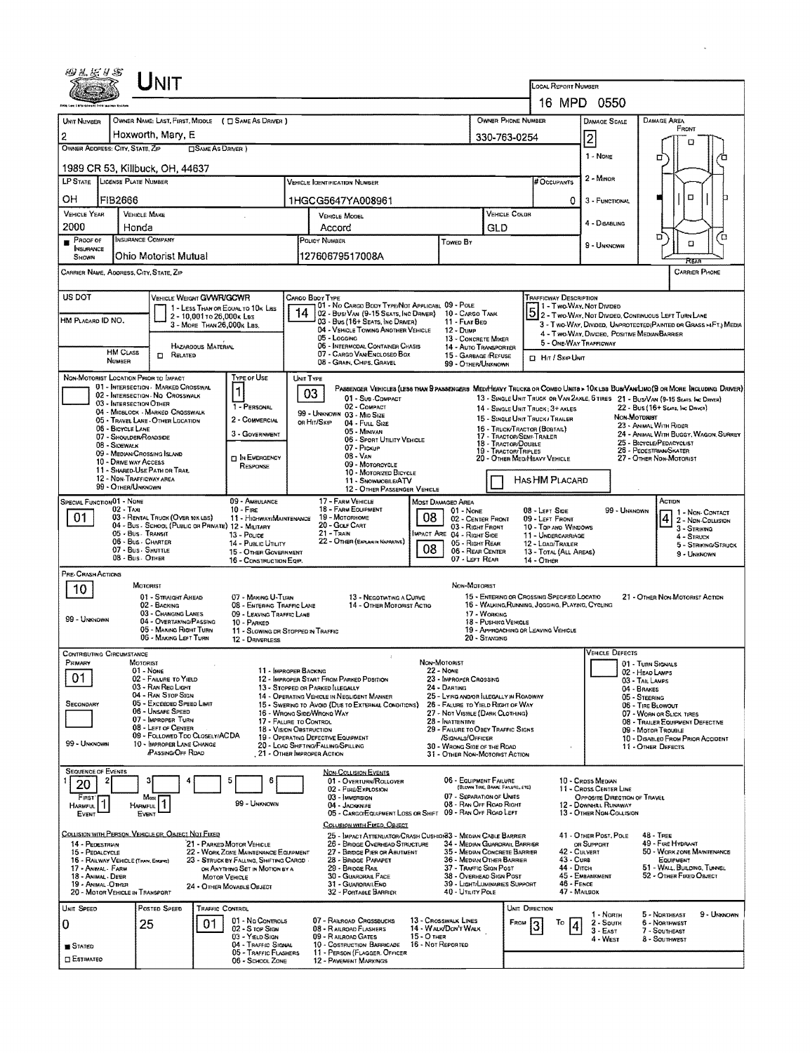# UNIT

**LOCAL REPORT NUMBER:** 16 MPD 0550

| UNIT NUMBER | OWNER NAME: LAST, FIRST, MIDDLE ( ☐ SAME AS DRIVER ) | OWNER PHONE NUMBER | DAMAGE SCALE | DAMAGE AREA |
|---|---|---|---|---|
| 2 | Hoxworth, Mary, E | 330-763-0254 | 2 | |

**OWNER ADDRESS: CITY, STATE, ZIP** ( ☐ SAME AS DRIVER ): 1989 CR 53, Killbuck, OH, 44637

**DAMAGE SCALE:** 1 - NONE; 2 - MINOR; 3 - FUNCTIONAL; 4 - DISABLING; 9 - UNKNOWN

**DAMAGE AREA:** FRONT / REAR

| LP STATE | LICENSE PLATE NUMBER | VEHICLE IDENTIFICATION NUMBER | # OCCUPANTS |
|---|---|---|---|
| OH | FIB2666 | 1HGCG5647YA008961 | 0 |

| VEHICLE YEAR | VEHICLE MAKE | VEHICLE MODEL | VEHICLE COLOR |
|---|---|---|---|
| 2000 | Honda | Accord | GLD |

| PROOF OF INSURANCE SHOWN | INSURANCE COMPANY | POLICY NUMBER | TOWED BY |
|---|---|---|---|
| ■ | Ohio Motorist Mutual | 12760679517008A | |

**CARRIER NAME, ADDRESS, CITY, STATE, ZIP:**

**CARRIER PHONE:**

**US DOT:**

**VEHICLE WEIGHT GVWR/GCWR:** 1 - LESS THAN OR EQUAL TO 10K LBS; 2 - 10,001 TO 26,000K LBS; 3 - MORE THAN 26,000K LBS.

**HM PLACARD ID NO.:**

**HAZARDOUS MATERIAL:** ☐ RELATED

**HM CLASS NUMBER:**

**CARGO BODY TYPE:** 14
01 - NO CARGO BODY TYPE/NOT APPLICABLE; 02 - BUS/VAN (9-15 SEATS, INC DRIVER); 03 - BUS (16+ SEATS, INC DRIVER); 04 - VEHICLE TOWING ANOTHER VEHICLE; 05 - LOGGING; 06 - INTERMODAL CONTAINER CHASIS; 07 - CARGO VAN/ENCLOSED BOX; 08 - GRAIN, CHIPS, GRAVEL; 09 - POLE; 10 - CARGO TANK; 11 - FLAT BED; 12 - DUMP; 13 - CONCRETE MIXER; 14 - AUTO TRANSPORTER; 15 - GARBAGE /REFUSE; 99 - OTHER/UNKNOWN

**TRAFFICWAY DESCRIPTION:** 5
1 - TWO-WAY, NOT DIVIDED; 2 - TWO-WAY, NOT DIVIDED, CONTINUOUS LEFT TURN LANE; 3 - TWO-WAY, DIVIDED, UNPROTECTED(PAINTED OR GRASS >4FT.) MEDIA; 4 - TWO-WAY, DIVIDED, POSITIVE MEDIANBARRIER; 5 - ONE-WAY TRAFFICWAY
☐ HIT / SKIP UNIT

**NON-MOTORIST LOCATION PRIOR TO IMPACT:**
01 - INTERSECTION - MARKED CROSSWAL; 02 - INTERSECTION - NO CROSSWALK; 03 - INTERSECTION OTHER; 04 - MIDBLOCK - MARKED CROSSWALK; 05 - TRAVEL LANE - OTHER LOCATION; 06 - BICYCLE LANE; 07 - SHOULDER/ROADSIDE; 08 - SIDEWALK; 09 - MEDIAN/CROSSING ISLAND; 10 - DRIVE WAY ACCESS; 11 - SHARED-USE PATH OR TRAIL; 12 - NON-TRAFFICWAY AREA; 99 - OTHER/UNKNOWN

**TYPE OF USE:** 1
1 - PERSONAL; 2 - COMMERCIAL; 3 - GOVERNMENT; ☐ IN EMERGENCY RESPONSE

**UNIT TYPE:** 03
PASSENGER VEHICLES (LESS THAN 9 PASSENGERS MED/HEAVY TRUCKS OR COMBO UNITS > 10K LBS BUS/VAN/LIMO(9 OR MORE INCLUDING DRIVER)
01 - SUB-COMPACT; 02 - COMPACT; 99 - UNKNOWN 03 - MID SIZE OR HIT/SKIP; 04 - FULL SIZE; 05 - MINIVAN; 06 - SPORT UTILITY VEHICLE; 07 - PICKUP; 08 - VAN; 09 - MOTORCYCLE; 10 - MOTORIZED BICYCLE; 11 - SNOWMOBILE/ATV; 12 - OTHER PASSENGER VEHICLE; 13 - SINGLE UNIT TRUCK OR VAN 2AXLE, 6 TIRES; 14 - SINGLE UNIT TRUCK; 3+ AXLES; 15 - SINGLE UNIT TRUCK / TRAILER; 16 - TRUCK/TRACTOR (BOBTAIL); 17 - TRACTOR/SEMI-TRAILER; 18 - TRACTOR/DOUBLE; 19 - TRACTOR/TRIPLES; 20 - OTHER MED/HEAVY VEHICLE; 21 - BUS/VAN (9-15 SEATS, INC DRIVER); 22 - BUS (16+ SEATS, INC DRIVER)
NON-MOTORIST: 23 - ANIMAL WITH RIDER; 24 - ANIMAL WITH BUGGY, WAGON, SURREY; 25 - BICYCLE/PEDACYCLIST; 26 - PEDESTRIAN/SKATER; 27 - OTHER NON-MOTORIST
☐ HAS HM PLACARD

**SPECIAL FUNCTION:** 01
01 - NONE; 02 - TAXI; 03 - RENTAL TRUCK (OVER 10K LBS); 04 - BUS - SCHOOL (PUBLIC OR PRIVATE); 05 - BUS - TRANSIT; 06 - BUS - CHARTER; 07 - BUS - SHUTTLE; 08 - BUS - OTHER; 09 - AMBULANCE; 10 - FIRE; 11 - HIGHWAY/MAINTENANCE; 12 - MILITARY; 13 - POLICE; 14 - PUBLIC UTILITY; 15 - OTHER GOVERNMENT; 16 - CONSTRUCTION EQIP.; 17 - FARM VEHICLE; 18 - FARM EQUIPMENT; 19 - MOTORHOME; 20 - GOLF CART; 21 - TRAIN; 22 - OTHER (EXPLAIN IN NARRATIVE)

**MOST DAMAGED AREA:** 08
01 - NONE; 02 - CENTER FRONT; 03 - RIGHT FRONT; 04 - RIGHT SIDE; 05 - RIGHT REAR; 06 - REAR CENTER; 07 - LEFT REAR; 08 - LEFT SIDE; 09 - LEFT FRONT; 10 - TOP AND WINDOWS; 11 - UNDERCARRIAGE; 12 - LOAD/TRAILER; 13 - TOTAL (ALL AREAS); 14 - OTHER; 99 - UNKNOWN

**IMPACT ARE:** 08

**ACTION:** 4
1 - NON-CONTACT; 2 - NON-COLLISION; 3 - STRIKING; 4 - STRUCK; 5 - STRIKING/STRUCK; 9 - UNKNOWN

**PRE-CRASH ACTIONS:** 10
MOTORIST: 01 - STRAIGHT AHEAD; 02 - BACKING; 03 - CHANGING LANES; 04 - OVERTAKING/PASSING; 05 - MAKING RIGHT TURN; 06 - MAKING LEFT TURN; 07 - MAKING U-TURN; 08 - ENTERING TRAFFIC LANE; 09 - LEAVING TRAFFIC LANE; 10 - PARKED; 11 - SLOWING OR STOPPED IN TRAFFIC; 12 - DRIVERLESS; 13 - NEGOTIATING A CURVE; 14 - OTHER MOTORIST ACTIO; 99 - UNKNOWN
NON-MOTORIST: 15 - ENTERING OR CROSSING SPECIFIED LOCATIO; 16 - WALKING,RUNNING, JOGGING, PLAYING, CYCLING; 17 - WORKING; 18 - PUSHING VEHICLE; 19 - APPROACHING OR LEAVING VEHICLE; 20 - STANDING; 21 - OTHER NON-MOTORIST ACTION

**CONTRIBUTING CIRCUMSTANCE:**
PRIMARY: 01
SECONDARY:
MOTORIST: 01 - NONE; 02 - FAILURE TO YIELD; 03 - RAN RED LIGHT; 04 - RAN STOP SIGN; 05 - EXCEEDED SPEED LIMIT; 06 - UNSAFE SPEED; 07 - IMPROPER TURN; 08 - LEFT OF CENTER; 09 - FOLLOWED TOO CLOSELY/ACDA; 10 - IMPROPER LANE CHANGE /PASSING/OFF ROAD; 11 - IMPROPER BACKING; 12 - IMPROPER START FROM PARKED POSITION; 13 - STOPPED OR PARKED ILLEGALLY; 14 - OPERATING VEHICLE IN NEGLIGENT MANNER; 15 - SWERING TO AVOID (DUE TO EXTERNAL CONDITIONS); 16 - WRONG SIDE/WRONG WAY; 17 - FALURE TO CONTROL; 18 - VISION OBSTRUCTION; 19 - OPERATING DEFECTIVE EQUIPMENT; 20 - LOAD SHIFTING/FALLING/SPILLING; 21 - OTHER IMPROPER ACTION; 99 - UNKNOWN
NON-MOTORIST: 22 - NONE; 23 - IMPROPER CROSSING; 24 - DARTING; 25 - LYING AND/OR ILLEGALLY IN ROADWAY; 26 - FALURE TO YIELD RIGHT OF WAY; 27 - NOT VISIBLE (DARK CLOTHING); 28 - INATTENTIVE; 29 - FAILURE TO OBEY TRAFFIC SIGNS /SIGNALS/OFFICER; 30 - WRONG SIDE OF THE ROAD; 31 - OTHER NON-MOTORIST ACTION

**VEHICLE DEFECTS:**
01 - TURN SIGNALS; 02 - HEAD LAMPS; 03 - TAIL LAMPS; 04 - BRAKES; 05 - STEERING; 06 - TIRE BLOWOUT; 07 - WORN OR SLICK TIRES; 08 - TRAILER EQUIPMENT DEFECTIVE; 09 - MOTOR TROUBLE; 10 - DISABLED FROM PRIOR ACCIDENT; 11 - OTHER DEFECTS

**SEQUENCE OF EVENTS:** 1: 20; 2; 3; 4; 5; 6
FIRST HARMFUL EVENT: 1; MOST HARMFUL EVENT: 1; 99 - UNKNOWN

**NON-COLLISION EVENTS:** 01 - OVERTURN/ROLLOVER; 02 - FIRE/EXPLOSION; 03 - IMMERSION; 04 - JACKKNIFE; 05 - CARGO/EQUIPMENT LOSS OR SHIFT; 06 - EQUIPMENT FAILURE (BLOWN TIRE, BRAKE FAILURE, ETC); 07 - SEPARATION OF UNITS; 08 - RAN OFF ROAD RIGHT; 09 - RAN OFF ROAD LEFT; 10 - CROSS MEDIAN; 11 - CROSS CENTER LINE OPPOSITE DIRECTION OF TRAVEL; 12 - DOWNHILL RUNAWAY; 13 - OTHER NON-COLLISION

**COLLISION WITH PERSON, VEHICLE OR OBJECT NOT FIXED:** 14 - PEDESTRIAN; 15 - PEDALCYCLE; 16 - RAILWAY VEHICLE (TRAIN, ENGINE); 17 - ANIMAL - FARM; 18 - ANIMAL - DEER; 19 - ANIMAL - OTHER; 20 - MOTOR VEHICLE IN TRANSPORT; 21 - PARKED MOTOR VEHICLE; 22 - WORK ZONE MAINTENANCE EQUIPMENT; 23 - STRUCK BY FALLING, SHIFTING CARGO OR ANYTHING SET IN MOTION BY A MOTOR VEHICLE; 24 - OTHER MOVABLE OBJECT

**COLLISION WITH FIXED, OBJECT:** 25 - IMPACT ATTENUATOR/CRASH CUSHION; 26 - BRIDGE OVERHEAD STRUCTURE; 27 - BRIDGE PIER OR ABUTMENT; 28 - BRIDGE PARAPET; 29 - BRIDGE RAIL; 30 - GUARDRAIL FACE; 31 - GUARDRAILEND; 32 - PORTABLE BARRIER; 33 - MEDIAN CABLE BARRIER; 34 - MEDIAN GUARDRAIL BARRIER; 35 - MEDIAN CONCRETE BARRIER; 36 - MEDIAN OTHER BARRIER; 37 - TRAFFIC SIGN POST; 38 - OVERHEAD SIGN POST; 39 - LIGHT/LUMINARIES SUPPORT; 40 - UTILITY POLE; 41 - OTHER POST, POLE OR SUPPORT; 42 - CULVERT; 43 - CURB; 44 - DITCH; 45 - EMBANKMENT; 46 - FENCE; 47 - MAILBOX; 48 - TREE; 49 - FIRE HYDRANT; 50 - WORK ZONE MAINTENANCE EQUIPMENT; 51 - WALL, BUILDING, TUNNEL; 52 - OTHER FIXED OBJECT

| UNIT SPEED | POSTED SPEED | TRAFFIC CONTROL | UNIT DIRECTION |
|---|---|---|---|
| 0 | 25 | 01 | FROM 3 TO 4 |

■ STATED ☐ ESTIMATED

**TRAFFIC CONTROL:** 01 - NO CONTROLS; 02 - STOP SIGN; 03 - YIELD SIGN; 04 - TRAFFIC SIGNAL; 05 - TRAFFIC FLASHERS; 06 - SCHOOL ZONE; 07 - RAILROAD CROSSBUCKS; 08 - RAILROAD FLASHERS; 09 - RAILROAD GATES; 10 - COSTRUCTION BARRICADE; 11 - PERSON (FLAGGER, OFFICER); 12 - PAVEMENT MARKINGS; 13 - CROSSWALK LINES; 14 - WALK/DON'T WALK; 15 - OTHER; 16 - NOT REPORTED

**UNIT DIRECTION:** 1 - NORTH; 2 - SOUTH; 3 - EAST; 4 - WEST; 5 - NORTHEAST; 6 - NORTHWEST; 7 - SOUTHEAST; 8 - SOUTHWEST; 9 - UNKNOWN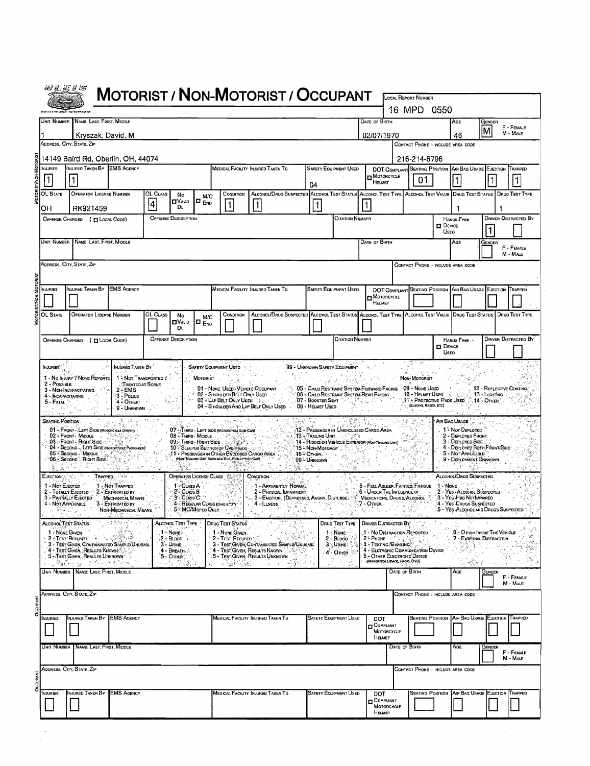# MOTORIST / NON-MOTORIST / OCCUPANT

LOCAL REPORT NUMBER: 16 MPD 0550

## MOTORIST/NON-MOTORIST

| UNIT NUMBER | NAME: LAST, FIRST, MIDDLE | DATE OF BIRTH | AGE | GENDER (F - FEMALE, M - MALE) |
|---|---|---|---|---|
| 1 | Kryszak, David, M | 02/07/1970 | 46 | M |

| ADDRESS, CITY, STATE, ZIP | CONTACT PHONE - INCLUDE AREA CODE |
|---|---|
| 14149 Baird Rd, Oberlin, OH, 44074 | 216-214-6796 |

| INJURIES | INJURED TAKEN BY | EMS AGENCY | MEDICAL FACILITY INJURED TAKEN TO | SAFETY EQUIPMENT USED | DOT COMPLIANT MOTORCYCLE HELMET | SEATING POSITION | AIR BAG USAGE | EJECTION | TRAPPED |
|---|---|---|---|---|---|---|---|---|---|
| 1 | 1 | | | 04 | | 01 | 1 | 1 | 1 |

| OL STATE | OPERATOR LICENSE NUMBER | OL CLASS | NO VALID DL | M/C END | CONDITION | ALCOHOL/DRUG SUSPECTED | ALCOHOL TEST STATUS | ALCOHOL TEST TYPE | ALCOHOL TEST VALUE | DRUG TEST STATUS | DRUG TEST TYPE |
|---|---|---|---|---|---|---|---|---|---|---|---|
| OH | RK921459 | 4 | | | 1 | 1 | 1 | 1 | | 1 | 1 |

| OFFENSE CHARGED ( LOCAL CODE) | OFFENSE DESCRIPTION | CITATION NUMBER | HANDS-FREE DEVICE USED | DRIVER DISTRACTED BY |
|---|---|---|---|---|
| | | | | 1 |

## MOTORIST/NON-MOTORIST

| UNIT NUMBER | NAME: LAST, FIRST, MIDDLE | DATE OF BIRTH | AGE | GENDER (F - FEMALE, M - MALE) |
|---|---|---|---|---|
| | | | | |

| ADDRESS, CITY, STATE, ZIP | CONTACT PHONE - INCLUDE AREA CODE |
|---|---|
| | |

| INJURIES | INJURED TAKEN BY | EMS AGENCY | MEDICAL FACILITY INJURED TAKEN TO | SAFETY EQUIPMENT USED | DOT COMPLIANT MOTORCYCLE HELMET | SEATING POSITION | AIR BAG USAGE | EJECTION | TRAPPED |
|---|---|---|---|---|---|---|---|---|---|
| | | | | | | | | | |

| OL STATE | OPERATOR LICENSE NUMBER | OL CLASS | NO VALID DL | M/C END | CONDITION | ALCOHOL/DRUG SUSPECTED | ALCOHOL TEST STATUS | ALCOHOL TEST TYPE | ALCOHOL TEST VALUE | DRUG TEST STATUS | DRUG TEST TYPE |
|---|---|---|---|---|---|---|---|---|---|---|---|
| | | | | | | | | | | | |

| OFFENSE CHARGED ( LOCAL CODE) | OFFENSE DESCRIPTION | CITATION NUMBER | HANDS-FREE DEVICE USED | DRIVER DISTRACTED BY |
|---|---|---|---|---|
| | | | | |

## CODES

**INJURIES:** 1 - No Injury / None Reported; 2 - Possible; 3 - Non-Incapacitating; 4 - Incapacitating; 5 - Fatal

**INJURED TAKEN BY:** 1 - Not Transported / Treated at Scene; 2 - EMS; 3 - Police; 4 - Other; 9 - Unknown

**SAFETY EQUIPMENT USED:** 99 - Unknown Safety Equipment

Motorist: 01 - None Used - Vehicle Occupant; 02 - Shoulder Belt Only Used; 03 - Lap Belt Only Used; 04 - Shoulder and Lap Belt Only Used; 05 - Child Restraint System-Forward Facing; 06 - Child Restraint System-Rear Facing; 07 - Booster Seat; 08 - Helmet Used

Non-Motorist: 09 - None Used; 10 - Helmet Used; 11 - Protective Pads Used (Elbows, Knees, Etc); 12 - Reflective Coating; 13 - Lighting; 14 - Other

**SEATING POSITION:** 01 - Front - Left Side (Motorcycle Driver); 02 - Front - Middle; 03 - Front - Right Side; 04 - Second - Left Side (Motorcycle Passenger); 05 - Second - Middle; 06 - Second - Right Side; 07 - Third - Left Side (Motorcycle Side Car); 08 - Third - Middle; 09 - Third - Right Side; 10 - Sleeper Section of Cab (Truck); 11 - Passenger in Other Enclosed Cargo Area (Non-Trailing Unit Such as a Bus, Pick-up with Cap); 12 - Passenger in Unenclosed Cargo Area; 13 - Trailing Unit; 14 - Riding on Vehicle Exterior (Non-Trailing Unit); 15 - Non-Motorist; 16 - Other; 99 - Unknown

**AIR BAG USAGE:** 1 - Not Deployed; 2 - Deployed Front; 3 - Deployed Side; 4 - Deployed Both Front/Side; 5 - Not Applicable; 9 - Deployment Unknown

**EJECTION:** 1 - Not Ejected; 2 - Totally Ejected; 3 - Partially Ejected; 4 - Not Applicable

**TRAPPED:** 1 - Not Trapped; 2 - Extricated by Mechanical Means; 3 - Extricated by Non-Mechanical Means

**OPERATOR LICENSE CLASS:** 1 - Class A; 2 - Class B; 3 - Class C; 4 - Regular Class (Ohio is "D"); 5 - MC/Moped Only

**CONDITION:** 1 - Apparently Normal; 2 - Physical Impairment; 3 - Emotionl (Depressed, Angry, Disturbe); 4 - Illness; 5 - Fell Asleep, Fainted, Fatigue; 6 - Under The Influence of Medications, Drugs, Alcohol; 7 - Other

**ALCOHOL/DRUG SUSPECTED:** 1 - None; 2 - Yes - Alcohol Suspected; 3 - Yes - Hbd Not Impaired; 4 - Yes - Drugs Suspected; 5 - Yes - Alcohol and Drugs Suspected

**ALCOHOL TEST STATUS:** 1 - None Given; 2 - Test Refused; 3 - Test Given, Contaminated Sample/Unusabl; 4 - Test Given, Results Known; 5 - Test Given, Results Unknown

**ALCOHOL TEST TYPE:** 1 - None; 2 - Blood; 3 - Urine; 4 - Breath; 5 - Other

**DRUG TEST STATUS:** 1 - None Given; 2 - Test Refused; 3 - Test Given, Contaminated Sample/Unusable; 4 - Test Given, Results Known; 5 - Test Given, Results Unknown

**DRUG TEST TYPE:** 1 - None; 2 - Blood; 3 - Urine; 4 - Other

**DRIVER DISTRACTED BY:** 1 - No Distraction Reported; 2 - Phone; 3 - Texting/Emailing; 4 - Elctronic Communication Device; 5 - Other Electronic Device (Navigation Device, Radio, DVD); 6 - Other Inside The Vehicle; 7 - External Distraction

## OCCUPANT

| UNIT NUMBER | NAME: LAST, FIRST, MIDDLE | DATE OF BIRTH | AGE | GENDER (F - FEMALE, M - MALE) |
|---|---|---|---|---|
| | | | | |

| ADDRESS, CITY, STATE, ZIP | CONTACT PHONE - INCLUDE AREA CODE |
|---|---|
| | |

| INJURIES | INJURED TAKEN BY | EMS AGENCY | MEDICAL FACILITY INJURED TAKEN TO | SAFETY EQUIPMENT USED | DOT COMPLIANT MOTORCYCLE HELMET | SEATING POSITION | AIR BAG USAGE | EJECTION | TRAPPED |
|---|---|---|---|---|---|---|---|---|---|
| | | | | | | | | | |

## OCCUPANT

| UNIT NUMBER | NAME: LAST, FIRST, MIDDLE | DATE OF BIRTH | AGE | GENDER (F - FEMALE, M - MALE) |
|---|---|---|---|---|
| | | | | |

| ADDRESS, CITY, STATE, ZIP | CONTACT PHONE - INCLUDE AREA CODE |
|---|---|
| | |

| INJURIES | INJURED TAKEN BY | EMS AGENCY | MEDICAL FACILITY INJURED TAKEN TO | SAFETY EQUIPMENT USED | DOT COMPLIANT MOTORCYCLE HELMET | SEATING POSITION | AIR BAG USAGE | EJECTION | TRAPPED |
|---|---|---|---|---|---|---|---|---|---|
| | | | | | | | | | |